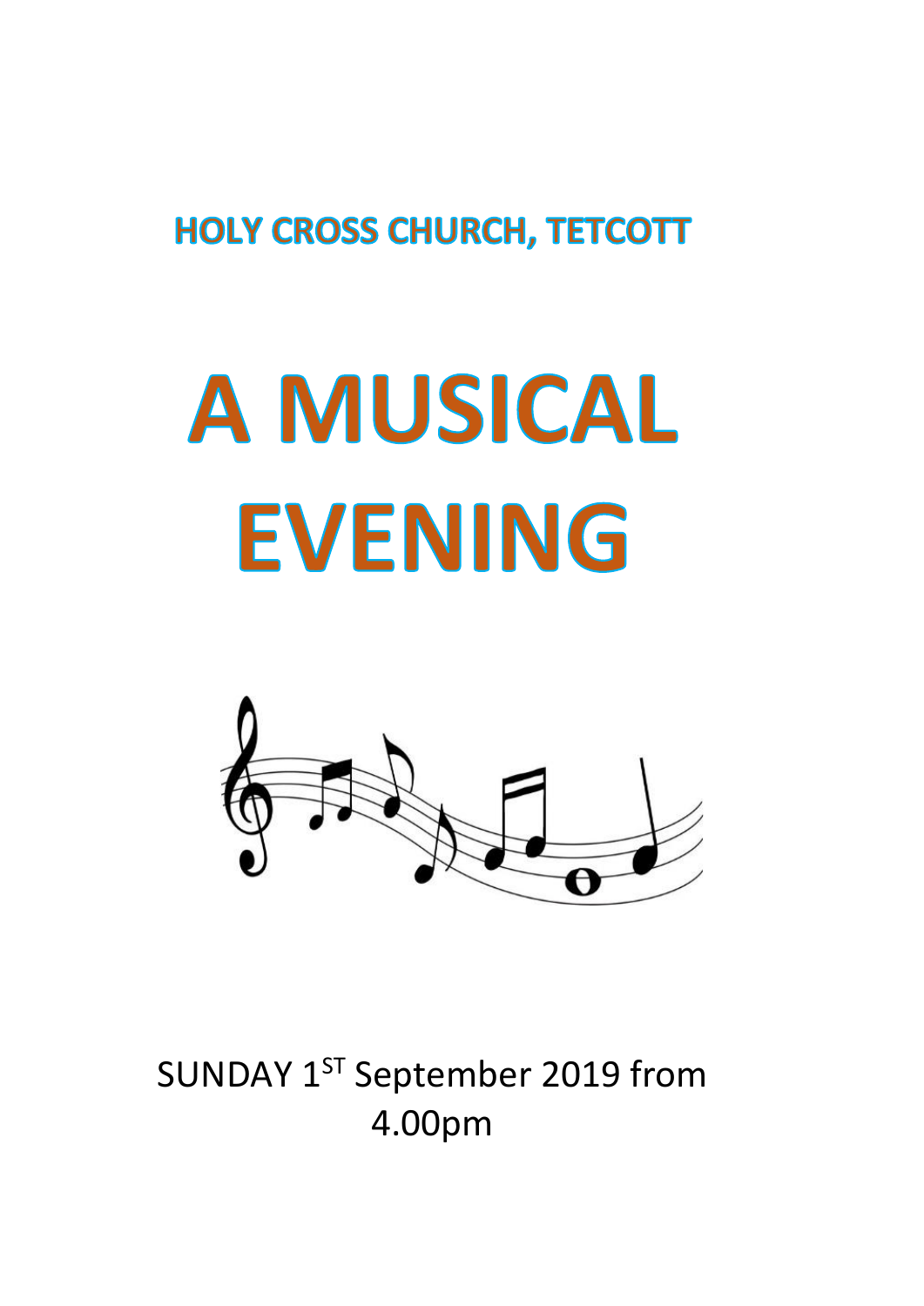## HOLY CROSS CHURCH, TETCOTT

# A MUSICAL EVENING

SUNDAY 1ST September 2019 from 4.00pm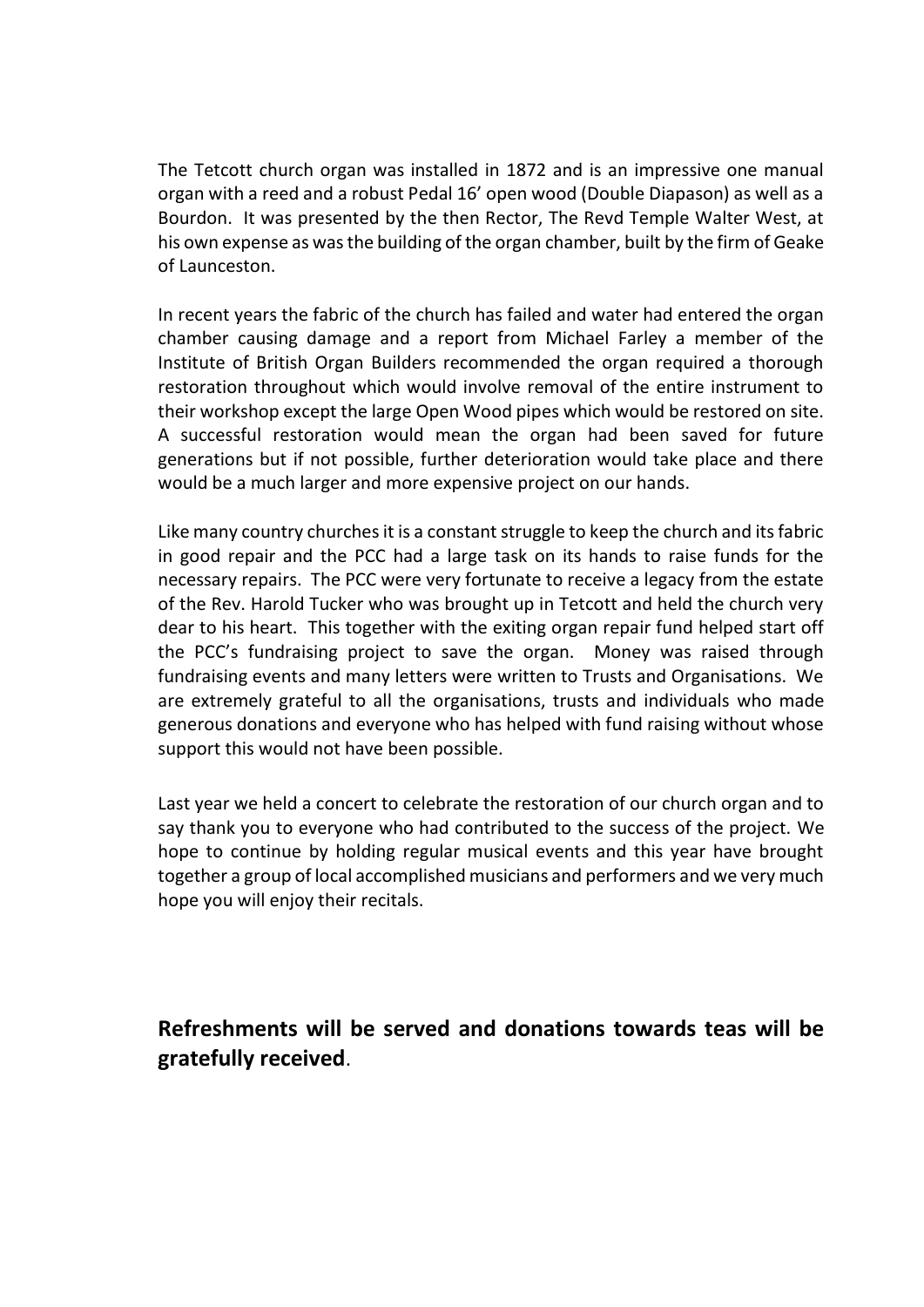The Tetcott church organ was installed in 1872 and is an impressive one manual organ with a reed and a robust Pedal 16' open wood (Double Diapason) as well as a Bourdon. It was presented by the then Rector, The Revd Temple Walter West, at his own expense as was the building of the organ chamber, built by the firm of Geake of Launceston.

In recent years the fabric of the church has failed and water had entered the organ chamber causing damage and a report from Michael Farley a member of the Institute of British Organ Builders recommended the organ required a thorough restoration throughout which would involve removal of the entire instrument to their workshop except the large Open Wood pipes which would be restored on site. A successful restoration would mean the organ had been saved for future generations but if not possible, further deterioration would take place and there would be a much larger and more expensive project on our hands.

Like many country churches it is a constant struggle to keep the church and its fabric in good repair and the PCC had a large task on its hands to raise funds for the necessary repairs. The PCC were very fortunate to receive a legacy from the estate of the Rev. Harold Tucker who was brought up in Tetcott and held the church very dear to his heart. This together with the exiting organ repair fund helped start off the PCC's fundraising project to save the organ. Money was raised through fundraising events and many letters were written to Trusts and Organisations. We are extremely grateful to all the organisations, trusts and individuals who made generous donations and everyone who has helped with fund raising without whose support this would not have been possible.

Last year we held a concert to celebrate the restoration of our church organ and to say thank you to everyone who had contributed to the success of the project. We hope to continue by holding regular musical events and this year have brought together a group of local accomplished musicians and performers and we very much hope you will enjoy their recitals.

**Refreshments will be served and donations towards teas will be gratefully received**.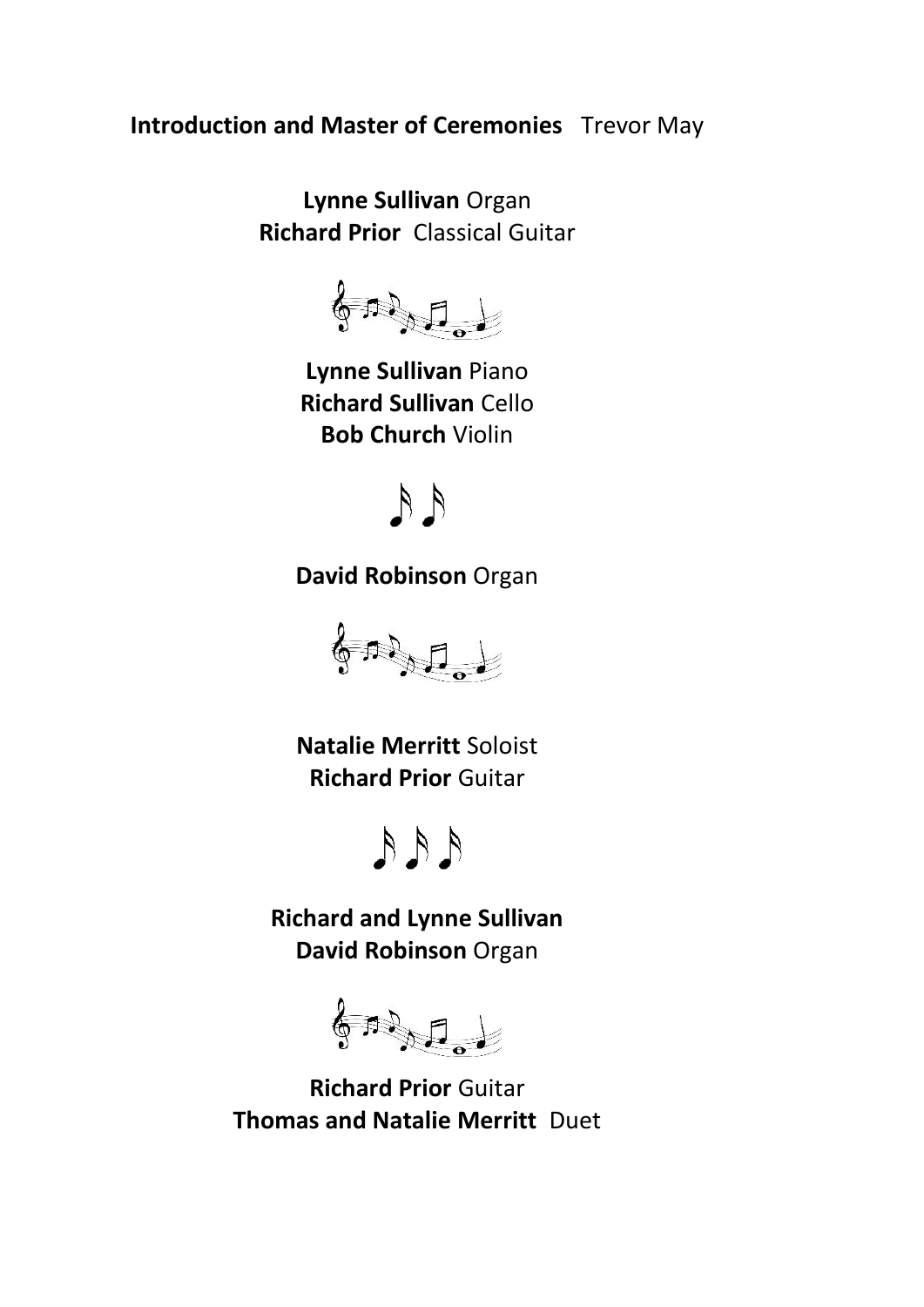**Introduction and Master of Ceremonies** Trevor May

**Lynne Sullivan** Organ
**Richard Prior** Classical Guitar

**Lynne Sullivan** Piano
**Richard Sullivan** Cello
**Bob Church** Violin

**David Robinson** Organ

**Natalie Merritt** Soloist
**Richard Prior** Guitar

**Richard and Lynne Sullivan**
**David Robinson** Organ

**Richard Prior** Guitar
**Thomas and Natalie Merritt** Duet